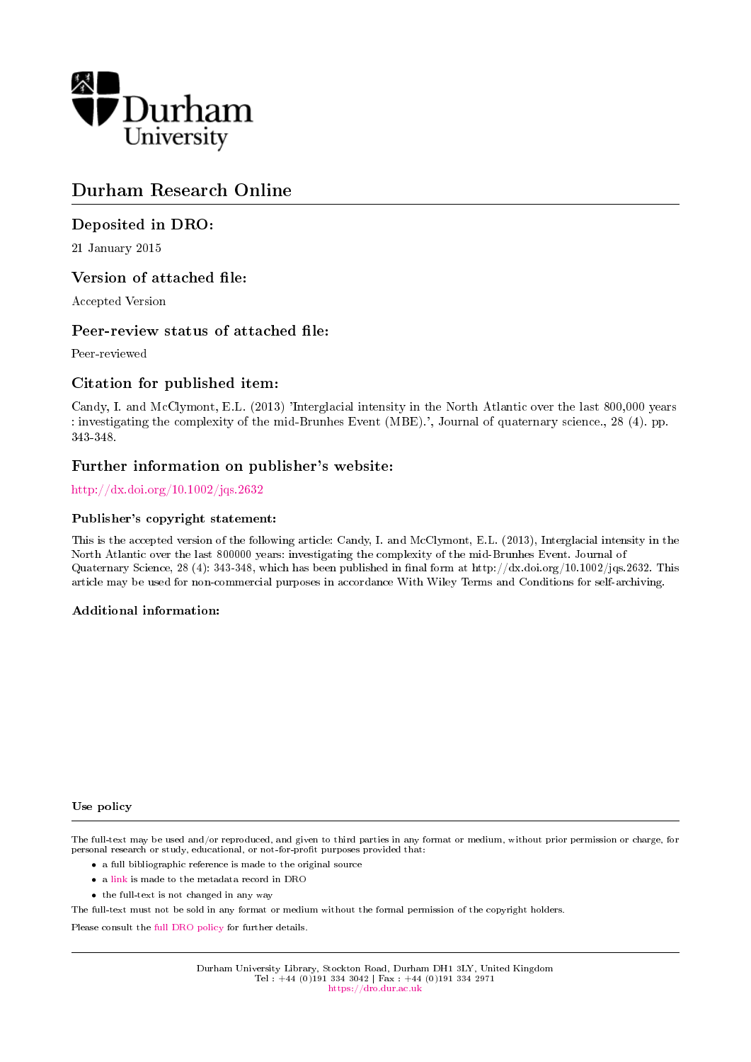Durham University

# Durham Research Online

## Deposited in DRO:

21 January 2015

## Version of attached file:

Accepted Version

## Peer-review status of attached file:

Peer-reviewed

## Citation for published item:

Candy, I. and McClymont, E.L. (2013) 'Interglacial intensity in the North Atlantic over the last 800,000 years : investigating the complexity of the mid-Brunhes Event (MBE).', Journal of quaternary science., 28 (4). pp. 343-348.

## Further information on publisher's website:

http://dx.doi.org/10.1002/jqs.2632

### Publisher's copyright statement:

This is the accepted version of the following article: Candy, I. and McClymont, E.L. (2013), Interglacial intensity in the North Atlantic over the last 800000 years: investigating the complexity of the mid-Brunhes Event. Journal of Quaternary Science, 28 (4): 343-348, which has been published in final form at http://dx.doi.org/10.1002/jqs.2632. This article may be used for non-commercial purposes in accordance With Wiley Terms and Conditions for self-archiving.

### Additional information:

### Use policy

The full-text may be used and/or reproduced, and given to third parties in any format or medium, without prior permission or charge, for personal research or study, educational, or not-for-profit purposes provided that:

- a full bibliographic reference is made to the original source
- a link is made to the metadata record in DRO
- the full-text is not changed in any way

The full-text must not be sold in any format or medium without the formal permission of the copyright holders.

Please consult the full DRO policy for further details.

Durham University Library, Stockton Road, Durham DH1 3LY, United Kingdom
Tel : +44 (0)191 334 3042 | Fax : +44 (0)191 334 2971
https://dro.dur.ac.uk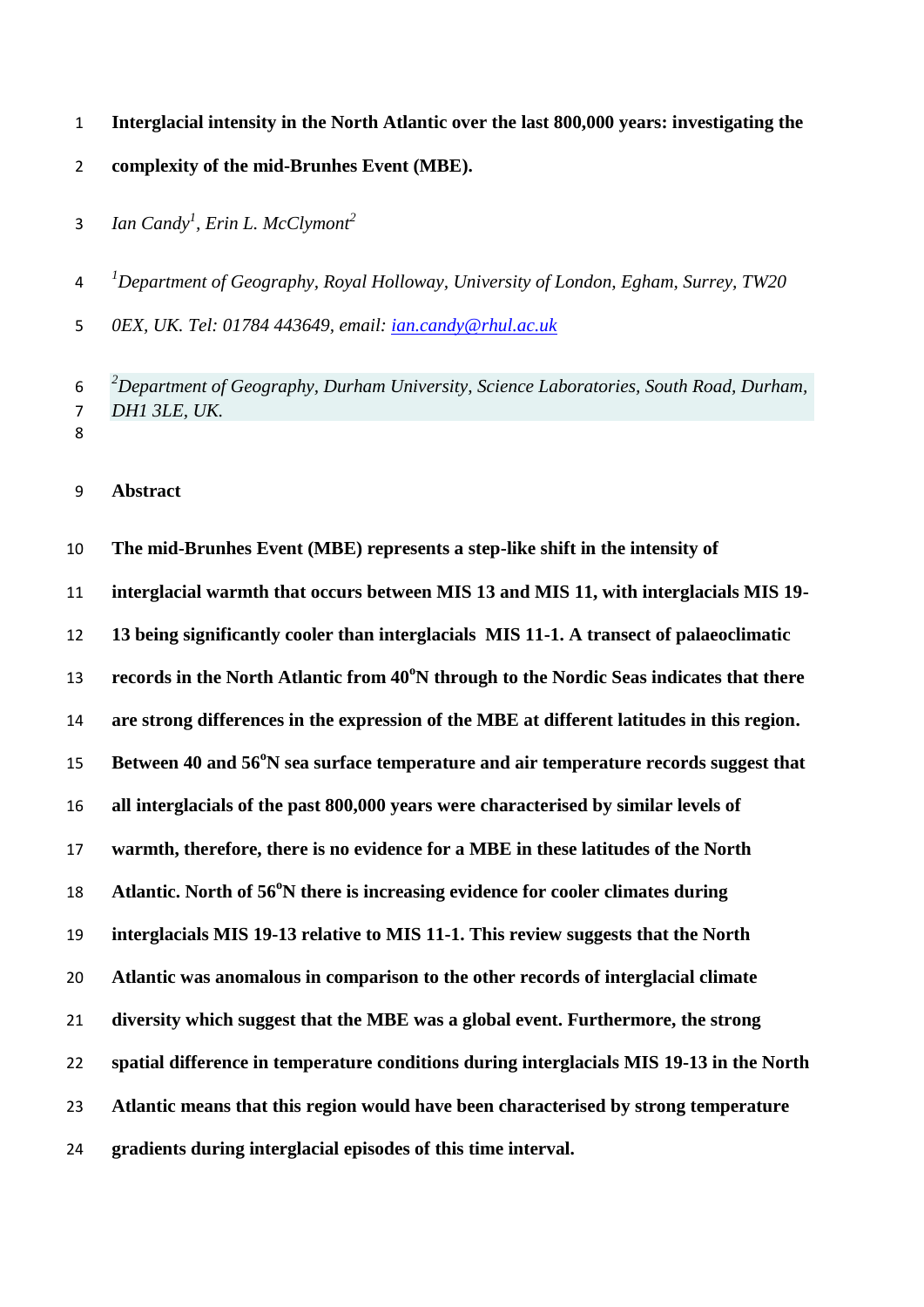# Interglacial intensity in the North Atlantic over the last 800,000 years: investigating the complexity of the mid-Brunhes Event (MBE).

*Ian Candy[1], Erin L. McClymont[2]*

[1]*Department of Geography, Royal Holloway, University of London, Egham, Surrey, TW20 0EX, UK. Tel: 01784 443649, email: ian.candy@rhul.ac.uk*

[2]*Department of Geography, Durham University, Science Laboratories, South Road, Durham, DH1 3LE, UK.*

## Abstract

**The mid-Brunhes Event (MBE) represents a step-like shift in the intensity of interglacial warmth that occurs between MIS 13 and MIS 11, with interglacials MIS 19-13 being significantly cooler than interglacials MIS 11-1. A transect of palaeoclimatic records in the North Atlantic from 40°N through to the Nordic Seas indicates that there are strong differences in the expression of the MBE at different latitudes in this region. Between 40 and 56°N sea surface temperature and air temperature records suggest that all interglacials of the past 800,000 years were characterised by similar levels of warmth, therefore, there is no evidence for a MBE in these latitudes of the North Atlantic. North of 56°N there is increasing evidence for cooler climates during interglacials MIS 19-13 relative to MIS 11-1. This review suggests that the North Atlantic was anomalous in comparison to the other records of interglacial climate diversity which suggest that the MBE was a global event. Furthermore, the strong spatial difference in temperature conditions during interglacials MIS 19-13 in the North Atlantic means that this region would have been characterised by strong temperature gradients during interglacial episodes of this time interval.**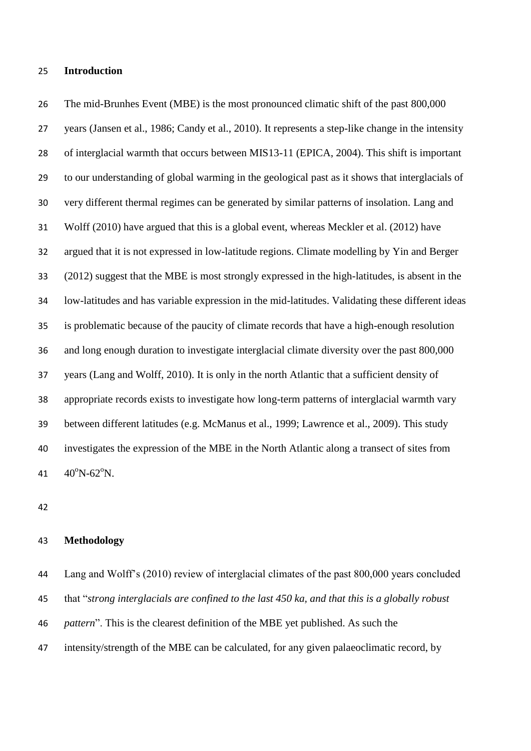## Introduction

The mid-Brunhes Event (MBE) is the most pronounced climatic shift of the past 800,000 years (Jansen et al., 1986; Candy et al., 2010). It represents a step-like change in the intensity of interglacial warmth that occurs between MIS13-11 (EPICA, 2004). This shift is important to our understanding of global warming in the geological past as it shows that interglacials of very different thermal regimes can be generated by similar patterns of insolation. Lang and Wolff (2010) have argued that this is a global event, whereas Meckler et al. (2012) have argued that it is not expressed in low-latitude regions. Climate modelling by Yin and Berger (2012) suggest that the MBE is most strongly expressed in the high-latitudes, is absent in the low-latitudes and has variable expression in the mid-latitudes. Validating these different ideas is problematic because of the paucity of climate records that have a high-enough resolution and long enough duration to investigate interglacial climate diversity over the past 800,000 years (Lang and Wolff, 2010). It is only in the north Atlantic that a sufficient density of appropriate records exists to investigate how long-term patterns of interglacial warmth vary between different latitudes (e.g. McManus et al., 1999; Lawrence et al., 2009). This study investigates the expression of the MBE in the North Atlantic along a transect of sites from $40^{o}$N-$62^{o}$N.

## Methodology

Lang and Wolff's (2010) review of interglacial climates of the past 800,000 years concluded that "*strong interglacials are confined to the last 450 ka, and that this is a globally robust pattern*". This is the clearest definition of the MBE yet published. As such the intensity/strength of the MBE can be calculated, for any given palaeoclimatic record, by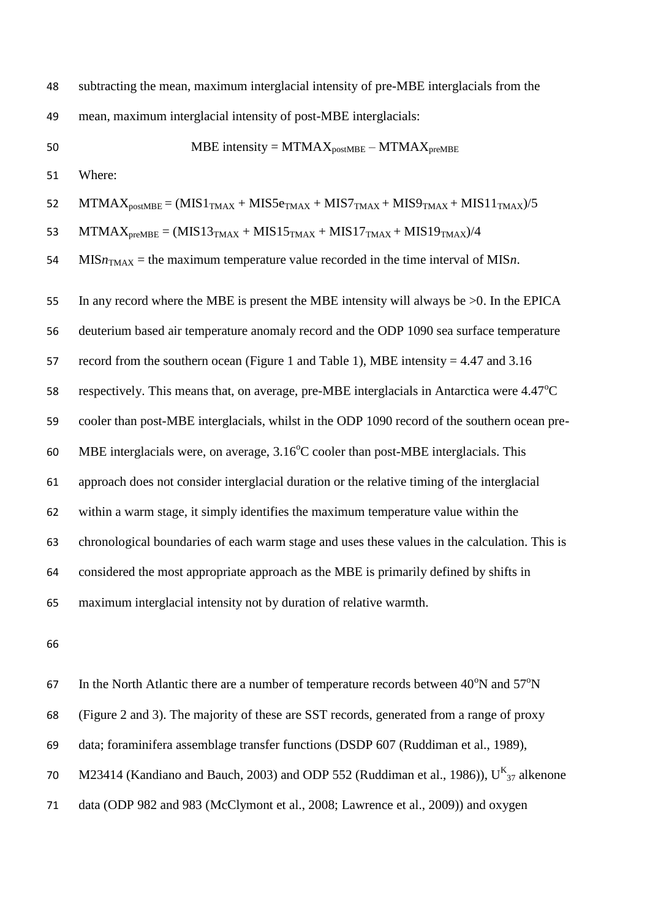subtracting the mean, maximum interglacial intensity of pre-MBE interglacials from the mean, maximum interglacial intensity of post-MBE interglacials:

$$\text{MBE intensity} = \text{MTMAX}_{\text{postMBE}} - \text{MTMAX}_{\text{preMBE}}$$

Where:

$\text{MTMAX}_{\text{postMBE}} = (\text{MIS1}_{\text{TMAX}} + \text{MIS5e}_{\text{TMAX}} + \text{MIS7}_{\text{TMAX}} + \text{MIS9}_{\text{TMAX}} + \text{MIS11}_{\text{TMAX}})/5$

$\text{MTMAX}_{\text{preMBE}} = (\text{MIS13}_{\text{TMAX}} + \text{MIS15}_{\text{TMAX}} + \text{MIS17}_{\text{TMAX}} + \text{MIS19}_{\text{TMAX}})/4$

$\text{MIS}n_{\text{TMAX}}$ = the maximum temperature value recorded in the time interval of MIS*n*.

In any record where the MBE is present the MBE intensity will always be >0. In the EPICA deuterium based air temperature anomaly record and the ODP 1090 sea surface temperature record from the southern ocean (Figure 1 and Table 1), MBE intensity = 4.47 and 3.16 respectively. This means that, on average, pre-MBE interglacials in Antarctica were 4.47°C cooler than post-MBE interglacials, whilst in the ODP 1090 record of the southern ocean pre-MBE interglacials were, on average, 3.16°C cooler than post-MBE interglacials. This approach does not consider interglacial duration or the relative timing of the interglacial within a warm stage, it simply identifies the maximum temperature value within the chronological boundaries of each warm stage and uses these values in the calculation. This is considered the most appropriate approach as the MBE is primarily defined by shifts in maximum interglacial intensity not by duration of relative warmth.

In the North Atlantic there are a number of temperature records between 40°N and 57°N (Figure 2 and 3). The majority of these are SST records, generated from a range of proxy data; foraminifera assemblage transfer functions (DSDP 607 (Ruddiman et al., 1989), M23414 (Kandiano and Bauch, 2003) and ODP 552 (Ruddiman et al., 1986)), $U^{K}_{37}$ alkenone data (ODP 982 and 983 (McClymont et al., 2008; Lawrence et al., 2009)) and oxygen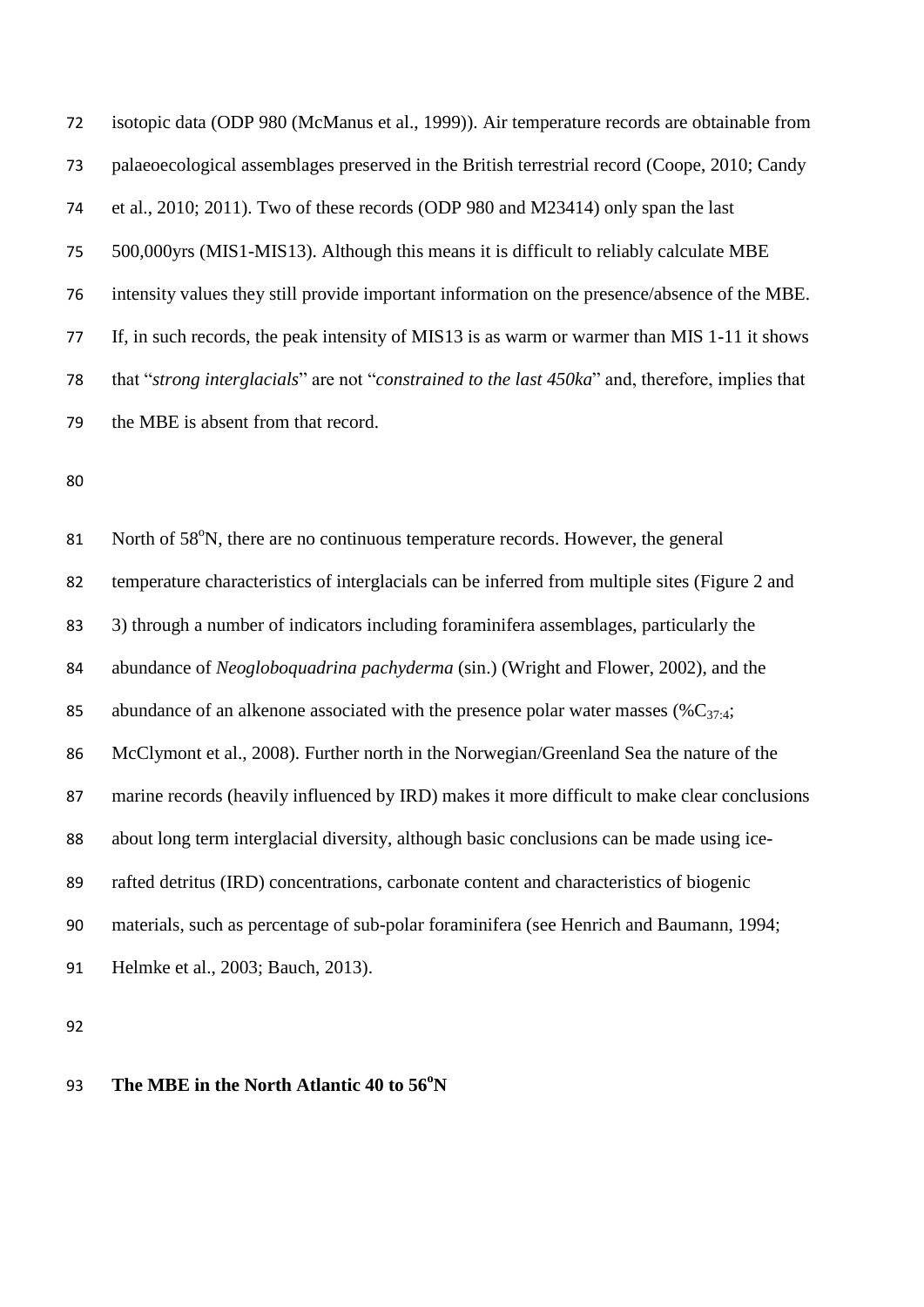isotopic data (ODP 980 (McManus et al., 1999)). Air temperature records are obtainable from palaeoecological assemblages preserved in the British terrestrial record (Coope, 2010; Candy et al., 2010; 2011). Two of these records (ODP 980 and M23414) only span the last 500,000yrs (MIS1-MIS13). Although this means it is difficult to reliably calculate MBE intensity values they still provide important information on the presence/absence of the MBE. If, in such records, the peak intensity of MIS13 is as warm or warmer than MIS 1-11 it shows that "*strong interglacials*" are not "*constrained to the last 450ka*" and, therefore, implies that the MBE is absent from that record.

North of 58$^{o}$N, there are no continuous temperature records. However, the general temperature characteristics of interglacials can be inferred from multiple sites (Figure 2 and 3) through a number of indicators including foraminifera assemblages, particularly the abundance of *Neogloboquadrina pachyderma* (sin.) (Wright and Flower, 2002), and the abundance of an alkenone associated with the presence polar water masses (%$C_{37:4}$; McClymont et al., 2008). Further north in the Norwegian/Greenland Sea the nature of the marine records (heavily influenced by IRD) makes it more difficult to make clear conclusions about long term interglacial diversity, although basic conclusions can be made using ice-rafted detritus (IRD) concentrations, carbonate content and characteristics of biogenic materials, such as percentage of sub-polar foraminifera (see Henrich and Baumann, 1994; Helmke et al., 2003; Bauch, 2013).

## The MBE in the North Atlantic 40 to 56$^{o}$N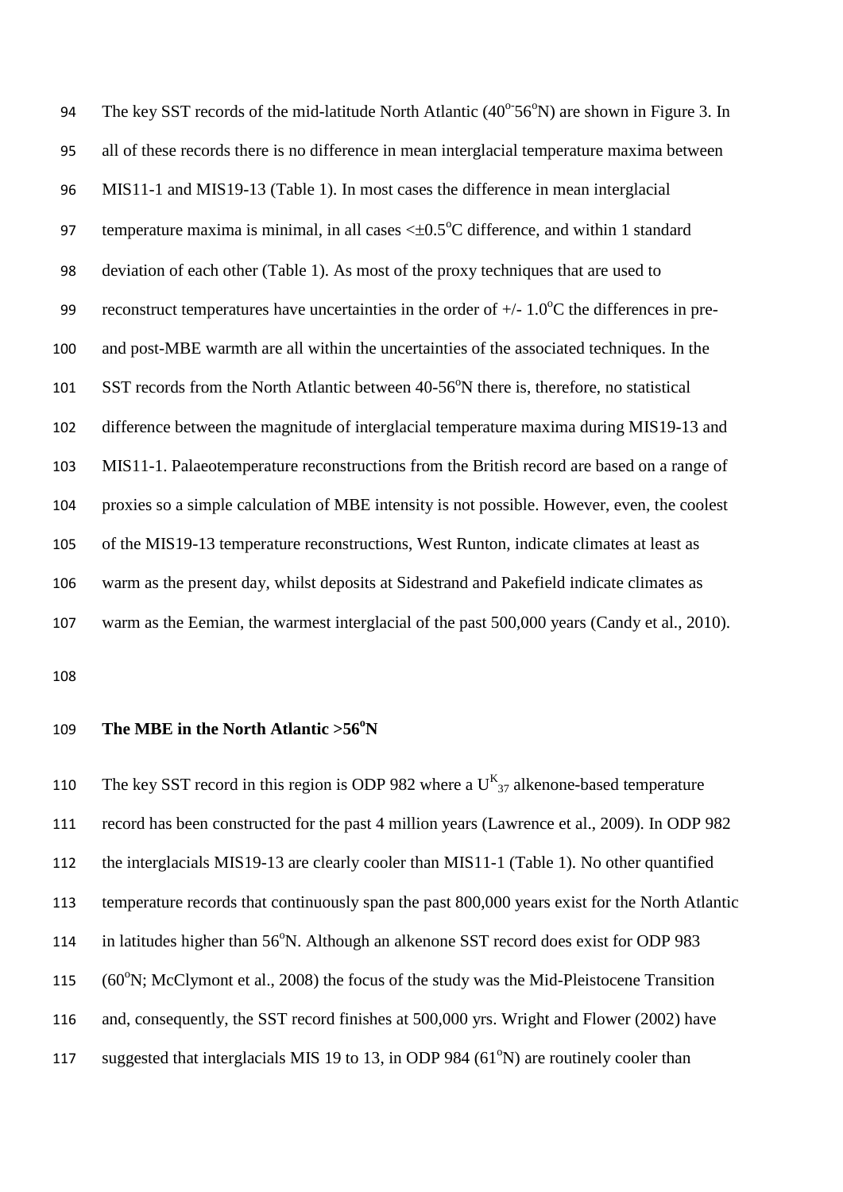The key SST records of the mid-latitude North Atlantic ($40^{o}$-$56^{o}$N) are shown in Figure 3. In all of these records there is no difference in mean interglacial temperature maxima between MIS11-1 and MIS19-13 (Table 1). In most cases the difference in mean interglacial temperature maxima is minimal, in all cases $<\pm0.5^{o}$C difference, and within 1 standard deviation of each other (Table 1). As most of the proxy techniques that are used to reconstruct temperatures have uncertainties in the order of +/- $1.0^{o}$C the differences in pre- and post-MBE warmth are all within the uncertainties of the associated techniques. In the SST records from the North Atlantic between 40-$56^{o}$N there is, therefore, no statistical difference between the magnitude of interglacial temperature maxima during MIS19-13 and MIS11-1. Palaeotemperature reconstructions from the British record are based on a range of proxies so a simple calculation of MBE intensity is not possible. However, even, the coolest of the MIS19-13 temperature reconstructions, West Runton, indicate climates at least as warm as the present day, whilst deposits at Sidestrand and Pakefield indicate climates as warm as the Eemian, the warmest interglacial of the past 500,000 years (Candy et al., 2010).

## The MBE in the North Atlantic >$56^{o}$N

The key SST record in this region is ODP 982 where a $U^{K}_{37}$ alkenone-based temperature record has been constructed for the past 4 million years (Lawrence et al., 2009). In ODP 982 the interglacials MIS19-13 are clearly cooler than MIS11-1 (Table 1). No other quantified temperature records that continuously span the past 800,000 years exist for the North Atlantic in latitudes higher than $56^{o}$N. Although an alkenone SST record does exist for ODP 983 ($60^{o}$N; McClymont et al., 2008) the focus of the study was the Mid-Pleistocene Transition and, consequently, the SST record finishes at 500,000 yrs. Wright and Flower (2002) have suggested that interglacials MIS 19 to 13, in ODP 984 ($61^{o}$N) are routinely cooler than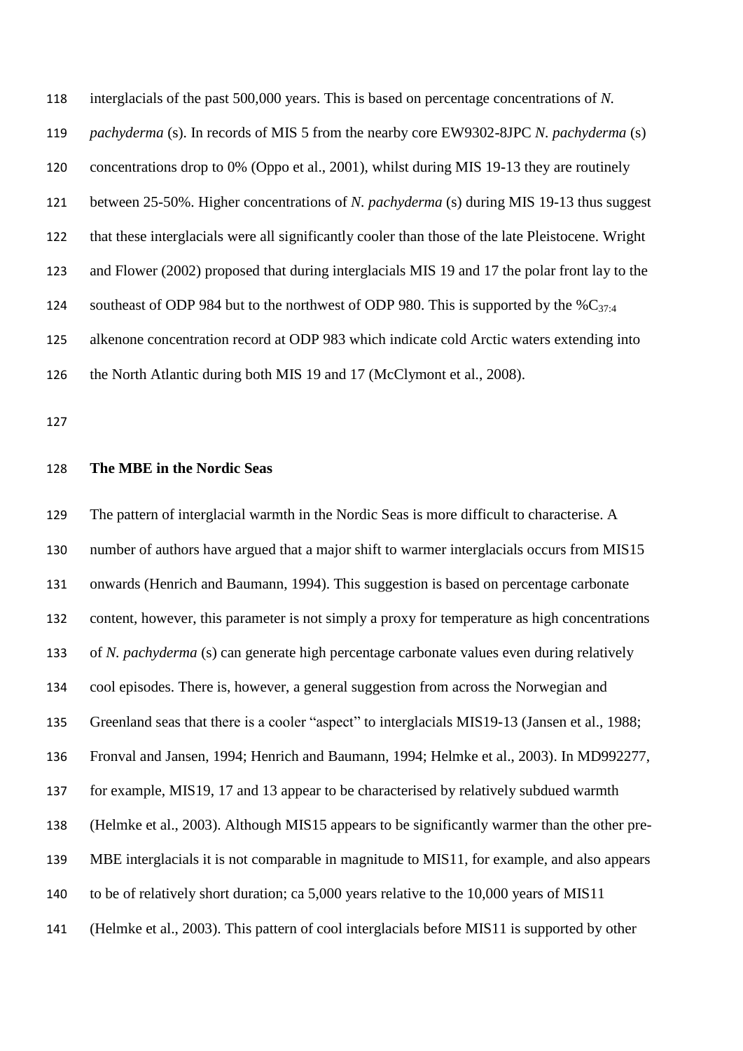interglacials of the past 500,000 years. This is based on percentage concentrations of *N. pachyderma* (s). In records of MIS 5 from the nearby core EW9302-8JPC *N. pachyderma* (s) concentrations drop to 0% (Oppo et al., 2001), whilst during MIS 19-13 they are routinely between 25-50%. Higher concentrations of *N. pachyderma* (s) during MIS 19-13 thus suggest that these interglacials were all significantly cooler than those of the late Pleistocene. Wright and Flower (2002) proposed that during interglacials MIS 19 and 17 the polar front lay to the southeast of ODP 984 but to the northwest of ODP 980. This is supported by the %$C_{37:4}$ alkenone concentration record at ODP 983 which indicate cold Arctic waters extending into the North Atlantic during both MIS 19 and 17 (McClymont et al., 2008).

## The MBE in the Nordic Seas

The pattern of interglacial warmth in the Nordic Seas is more difficult to characterise. A number of authors have argued that a major shift to warmer interglacials occurs from MIS15 onwards (Henrich and Baumann, 1994). This suggestion is based on percentage carbonate content, however, this parameter is not simply a proxy for temperature as high concentrations of *N. pachyderma* (s) can generate high percentage carbonate values even during relatively cool episodes. There is, however, a general suggestion from across the Norwegian and Greenland seas that there is a cooler "aspect" to interglacials MIS19-13 (Jansen et al., 1988; Fronval and Jansen, 1994; Henrich and Baumann, 1994; Helmke et al., 2003). In MD992277, for example, MIS19, 17 and 13 appear to be characterised by relatively subdued warmth (Helmke et al., 2003). Although MIS15 appears to be significantly warmer than the other pre-MBE interglacials it is not comparable in magnitude to MIS11, for example, and also appears to be of relatively short duration; ca 5,000 years relative to the 10,000 years of MIS11 (Helmke et al., 2003). This pattern of cool interglacials before MIS11 is supported by other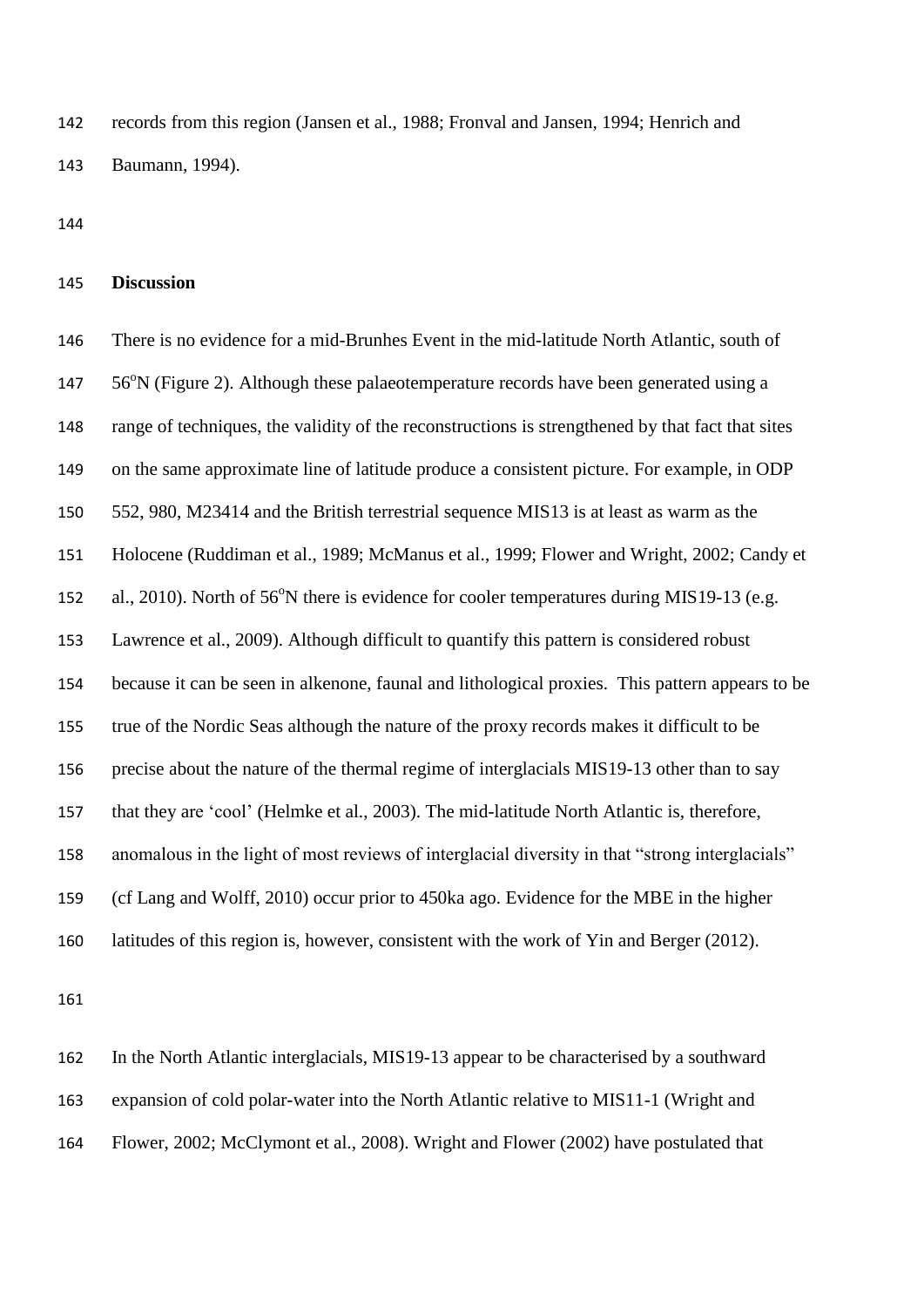records from this region (Jansen et al., 1988; Fronval and Jansen, 1994; Henrich and Baumann, 1994).

## Discussion

There is no evidence for a mid-Brunhes Event in the mid-latitude North Atlantic, south of 56$^{o}$N (Figure 2). Although these palaeotemperature records have been generated using a range of techniques, the validity of the reconstructions is strengthened by that fact that sites on the same approximate line of latitude produce a consistent picture. For example, in ODP 552, 980, M23414 and the British terrestrial sequence MIS13 is at least as warm as the Holocene (Ruddiman et al., 1989; McManus et al., 1999; Flower and Wright, 2002; Candy et al., 2010). North of 56$^{o}$N there is evidence for cooler temperatures during MIS19-13 (e.g. Lawrence et al., 2009). Although difficult to quantify this pattern is considered robust because it can be seen in alkenone, faunal and lithological proxies. This pattern appears to be true of the Nordic Seas although the nature of the proxy records makes it difficult to be precise about the nature of the thermal regime of interglacials MIS19-13 other than to say that they are 'cool' (Helmke et al., 2003). The mid-latitude North Atlantic is, therefore, anomalous in the light of most reviews of interglacial diversity in that "strong interglacials" (cf Lang and Wolff, 2010) occur prior to 450ka ago. Evidence for the MBE in the higher latitudes of this region is, however, consistent with the work of Yin and Berger (2012).

In the North Atlantic interglacials, MIS19-13 appear to be characterised by a southward expansion of cold polar-water into the North Atlantic relative to MIS11-1 (Wright and Flower, 2002; McClymont et al., 2008). Wright and Flower (2002) have postulated that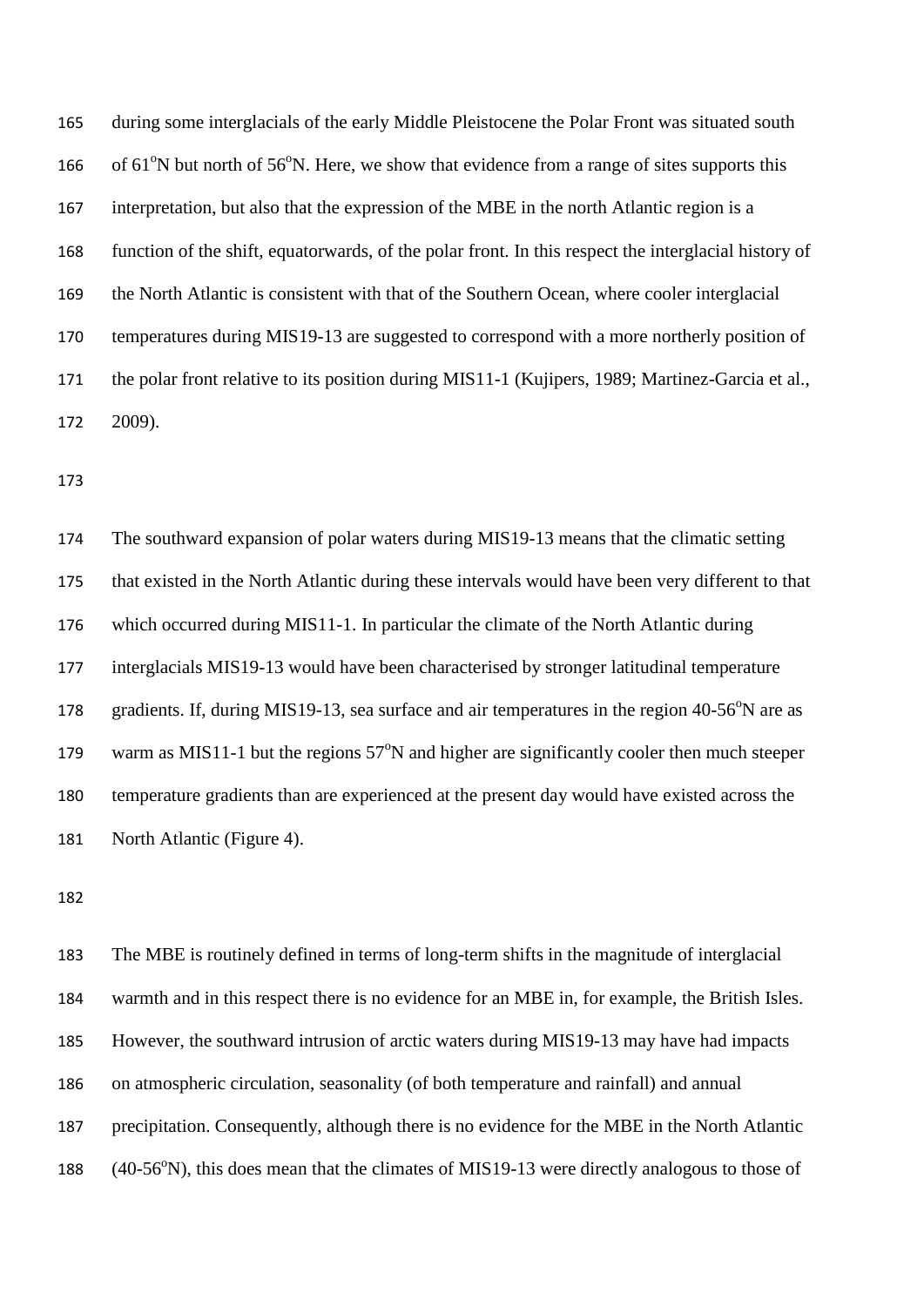during some interglacials of the early Middle Pleistocene the Polar Front was situated south of 61$^{o}$N but north of 56$^{o}$N. Here, we show that evidence from a range of sites supports this interpretation, but also that the expression of the MBE in the north Atlantic region is a function of the shift, equatorwards, of the polar front. In this respect the interglacial history of the North Atlantic is consistent with that of the Southern Ocean, where cooler interglacial temperatures during MIS19-13 are suggested to correspond with a more northerly position of the polar front relative to its position during MIS11-1 (Kujipers, 1989; Martinez-Garcia et al., 2009).

The southward expansion of polar waters during MIS19-13 means that the climatic setting that existed in the North Atlantic during these intervals would have been very different to that which occurred during MIS11-1. In particular the climate of the North Atlantic during interglacials MIS19-13 would have been characterised by stronger latitudinal temperature gradients. If, during MIS19-13, sea surface and air temperatures in the region 40-56$^{o}$N are as warm as MIS11-1 but the regions 57$^{o}$N and higher are significantly cooler then much steeper temperature gradients than are experienced at the present day would have existed across the North Atlantic (Figure 4).

The MBE is routinely defined in terms of long-term shifts in the magnitude of interglacial warmth and in this respect there is no evidence for an MBE in, for example, the British Isles. However, the southward intrusion of arctic waters during MIS19-13 may have had impacts on atmospheric circulation, seasonality (of both temperature and rainfall) and annual precipitation. Consequently, although there is no evidence for the MBE in the North Atlantic (40-56$^{o}$N), this does mean that the climates of MIS19-13 were directly analogous to those of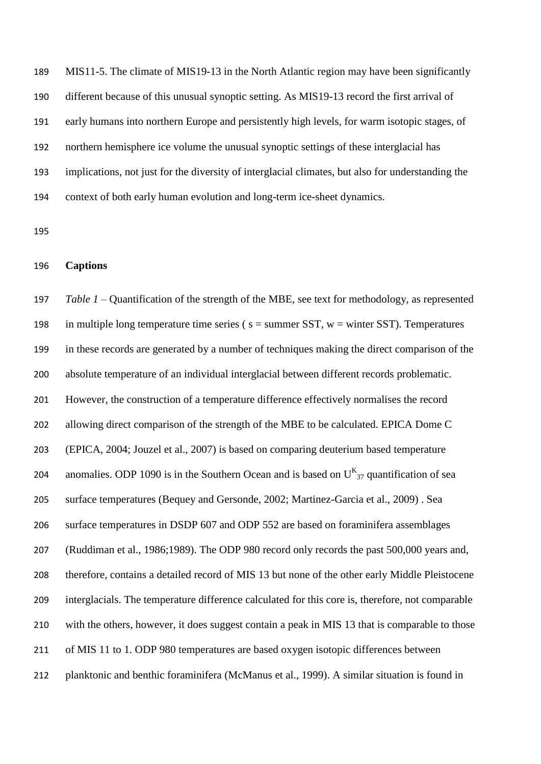MIS11-5. The climate of MIS19-13 in the North Atlantic region may have been significantly different because of this unusual synoptic setting. As MIS19-13 record the first arrival of early humans into northern Europe and persistently high levels, for warm isotopic stages, of northern hemisphere ice volume the unusual synoptic settings of these interglacial has implications, not just for the diversity of interglacial climates, but also for understanding the context of both early human evolution and long-term ice-sheet dynamics.

**Captions**

*Table 1* – Quantification of the strength of the MBE, see text for methodology, as represented in multiple long temperature time series ( s = summer SST, w = winter SST). Temperatures in these records are generated by a number of techniques making the direct comparison of the absolute temperature of an individual interglacial between different records problematic. However, the construction of a temperature difference effectively normalises the record allowing direct comparison of the strength of the MBE to be calculated. EPICA Dome C (EPICA, 2004; Jouzel et al., 2007) is based on comparing deuterium based temperature anomalies. ODP 1090 is in the Southern Ocean and is based on $U^{K}_{37}$ quantification of sea surface temperatures (Bequey and Gersonde, 2002; Martinez-Garcia et al., 2009) . Sea surface temperatures in DSDP 607 and ODP 552 are based on foraminifera assemblages (Ruddiman et al., 1986;1989). The ODP 980 record only records the past 500,000 years and, therefore, contains a detailed record of MIS 13 but none of the other early Middle Pleistocene interglacials. The temperature difference calculated for this core is, therefore, not comparable with the others, however, it does suggest contain a peak in MIS 13 that is comparable to those of MIS 11 to 1. ODP 980 temperatures are based oxygen isotopic differences between planktonic and benthic foraminifera (McManus et al., 1999). A similar situation is found in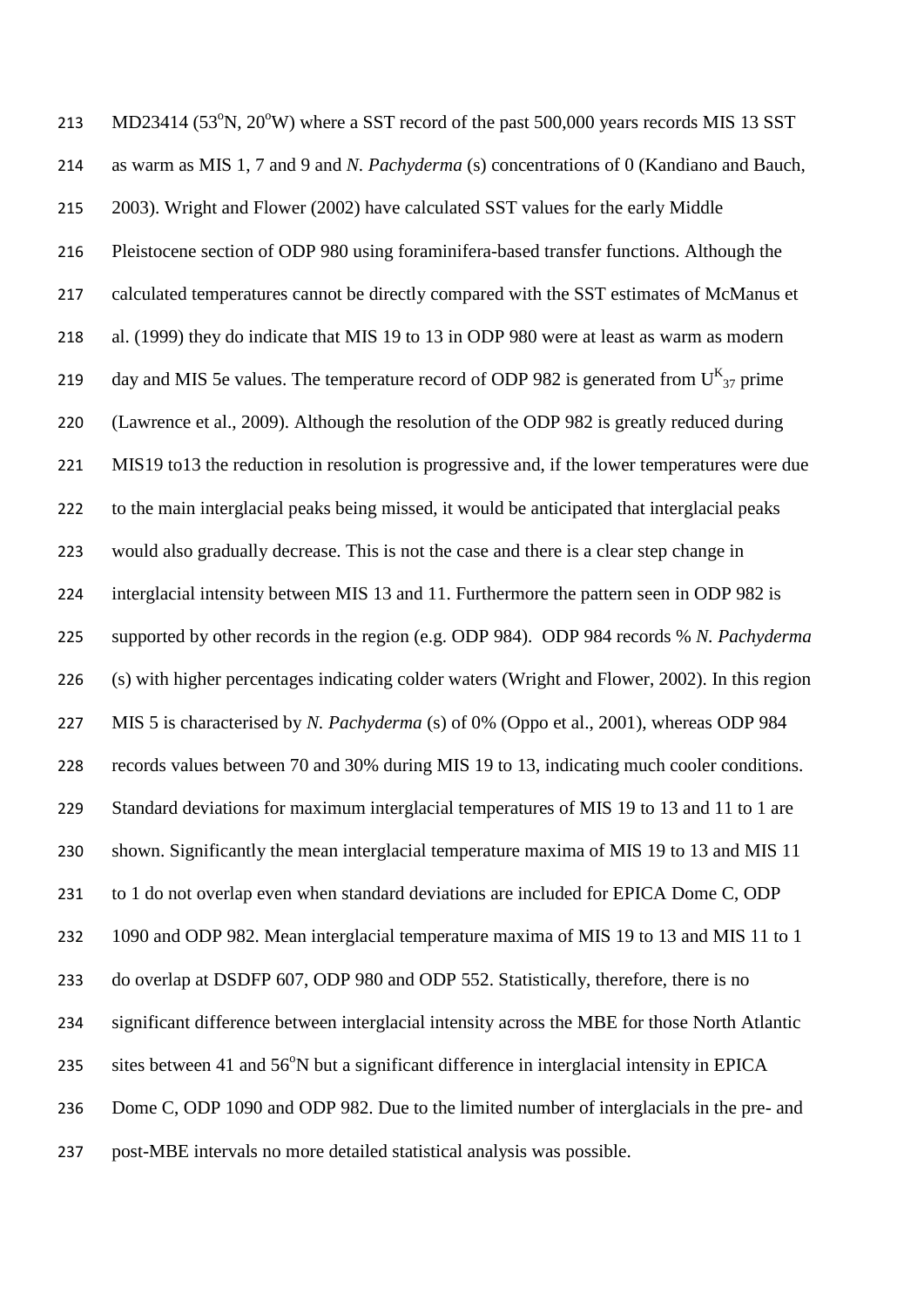MD23414 (53$^{o}$N, 20$^{o}$W) where a SST record of the past 500,000 years records MIS 13 SST as warm as MIS 1, 7 and 9 and *N. Pachyderma* (s) concentrations of 0 (Kandiano and Bauch, 2003). Wright and Flower (2002) have calculated SST values for the early Middle Pleistocene section of ODP 980 using foraminifera-based transfer functions. Although the calculated temperatures cannot be directly compared with the SST estimates of McManus et al. (1999) they do indicate that MIS 19 to 13 in ODP 980 were at least as warm as modern day and MIS 5e values. The temperature record of ODP 982 is generated from $U^{K}_{37}$ prime (Lawrence et al., 2009). Although the resolution of the ODP 982 is greatly reduced during MIS19 to13 the reduction in resolution is progressive and, if the lower temperatures were due to the main interglacial peaks being missed, it would be anticipated that interglacial peaks would also gradually decrease. This is not the case and there is a clear step change in interglacial intensity between MIS 13 and 11. Furthermore the pattern seen in ODP 982 is supported by other records in the region (e.g. ODP 984). ODP 984 records % *N. Pachyderma* (s) with higher percentages indicating colder waters (Wright and Flower, 2002). In this region MIS 5 is characterised by *N. Pachyderma* (s) of 0% (Oppo et al., 2001), whereas ODP 984 records values between 70 and 30% during MIS 19 to 13, indicating much cooler conditions. Standard deviations for maximum interglacial temperatures of MIS 19 to 13 and 11 to 1 are shown. Significantly the mean interglacial temperature maxima of MIS 19 to 13 and MIS 11 to 1 do not overlap even when standard deviations are included for EPICA Dome C, ODP 1090 and ODP 982. Mean interglacial temperature maxima of MIS 19 to 13 and MIS 11 to 1 do overlap at DSDFP 607, ODP 980 and ODP 552. Statistically, therefore, there is no significant difference between interglacial intensity across the MBE for those North Atlantic sites between 41 and 56$^{o}$N but a significant difference in interglacial intensity in EPICA Dome C, ODP 1090 and ODP 982. Due to the limited number of interglacials in the pre- and post-MBE intervals no more detailed statistical analysis was possible.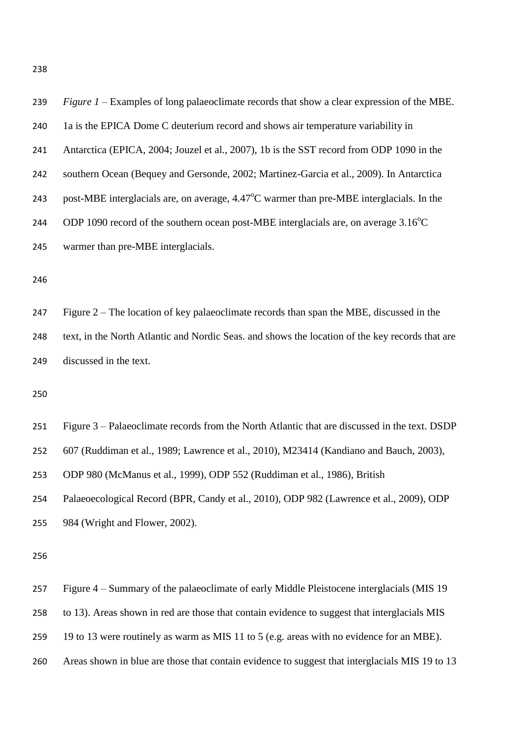*Figure 1* – Examples of long palaeoclimate records that show a clear expression of the MBE. 1a is the EPICA Dome C deuterium record and shows air temperature variability in Antarctica (EPICA, 2004; Jouzel et al., 2007), 1b is the SST record from ODP 1090 in the southern Ocean (Bequey and Gersonde, 2002; Martinez-Garcia et al., 2009). In Antarctica post-MBE interglacials are, on average, 4.47$^{o}$C warmer than pre-MBE interglacials. In the ODP 1090 record of the southern ocean post-MBE interglacials are, on average 3.16$^{o}$C warmer than pre-MBE interglacials.

Figure 2 – The location of key palaeoclimate records than span the MBE, discussed in the text, in the North Atlantic and Nordic Seas. and shows the location of the key records that are discussed in the text.

Figure 3 – Palaeoclimate records from the North Atlantic that are discussed in the text. DSDP 607 (Ruddiman et al., 1989; Lawrence et al., 2010), M23414 (Kandiano and Bauch, 2003), ODP 980 (McManus et al., 1999), ODP 552 (Ruddiman et al., 1986), British Palaeoecological Record (BPR, Candy et al., 2010), ODP 982 (Lawrence et al., 2009), ODP 984 (Wright and Flower, 2002).

Figure 4 – Summary of the palaeoclimate of early Middle Pleistocene interglacials (MIS 19 to 13). Areas shown in red are those that contain evidence to suggest that interglacials MIS 19 to 13 were routinely as warm as MIS 11 to 5 (e.g. areas with no evidence for an MBE). Areas shown in blue are those that contain evidence to suggest that interglacials MIS 19 to 13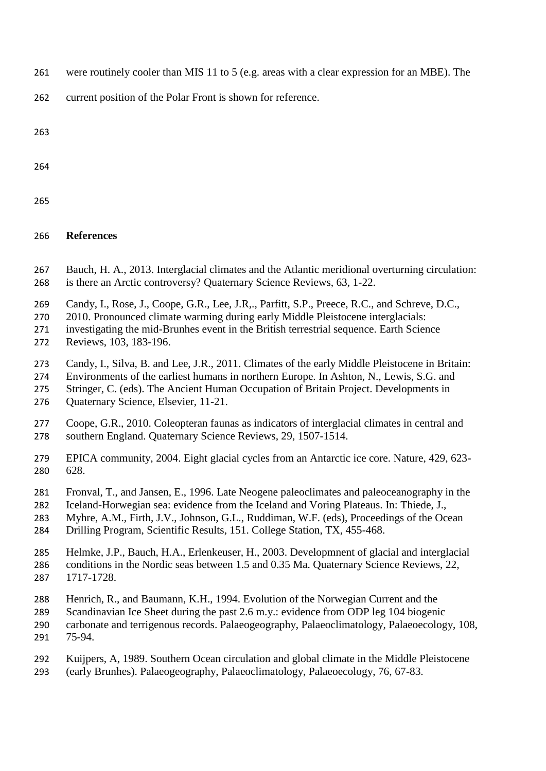were routinely cooler than MIS 11 to 5 (e.g. areas with a clear expression for an MBE). The current position of the Polar Front is shown for reference.

## References

Bauch, H. A., 2013. Interglacial climates and the Atlantic meridional overturning circulation: is there an Arctic controversy? Quaternary Science Reviews, 63, 1-22.

Candy, I., Rose, J., Coope, G.R., Lee, J.R,., Parfitt, S.P., Preece, R.C., and Schreve, D.C., 2010. Pronounced climate warming during early Middle Pleistocene interglacials: investigating the mid-Brunhes event in the British terrestrial sequence. Earth Science Reviews, 103, 183-196.

Candy, I., Silva, B. and Lee, J.R., 2011. Climates of the early Middle Pleistocene in Britain: Environments of the earliest humans in northern Europe. In Ashton, N., Lewis, S.G. and Stringer, C. (eds). The Ancient Human Occupation of Britain Project. Developments in Quaternary Science, Elsevier, 11-21.

Coope, G.R., 2010. Coleopteran faunas as indicators of interglacial climates in central and southern England. Quaternary Science Reviews, 29, 1507-1514.

EPICA community, 2004. Eight glacial cycles from an Antarctic ice core. Nature, 429, 623-628.

Fronval, T., and Jansen, E., 1996. Late Neogene paleoclimates and paleoceanography in the Iceland-Horwegian sea: evidence from the Iceland and Voring Plateaus. In: Thiede, J., Myhre, A.M., Firth, J.V., Johnson, G.L., Ruddiman, W.F. (eds), Proceedings of the Ocean Drilling Program, Scientific Results, 151. College Station, TX, 455-468.

Helmke, J.P., Bauch, H.A., Erlenkeuser, H., 2003. Developmnent of glacial and interglacial conditions in the Nordic seas between 1.5 and 0.35 Ma. Quaternary Science Reviews, 22, 1717-1728.

Henrich, R., and Baumann, K.H., 1994. Evolution of the Norwegian Current and the Scandinavian Ice Sheet during the past 2.6 m.y.: evidence from ODP leg 104 biogenic carbonate and terrigenous records. Palaeogeography, Palaeoclimatology, Palaeoecology, 108, 75-94.

Kuijpers, A, 1989. Southern Ocean circulation and global climate in the Middle Pleistocene (early Brunhes). Palaeogeography, Palaeoclimatology, Palaeoecology, 76, 67-83.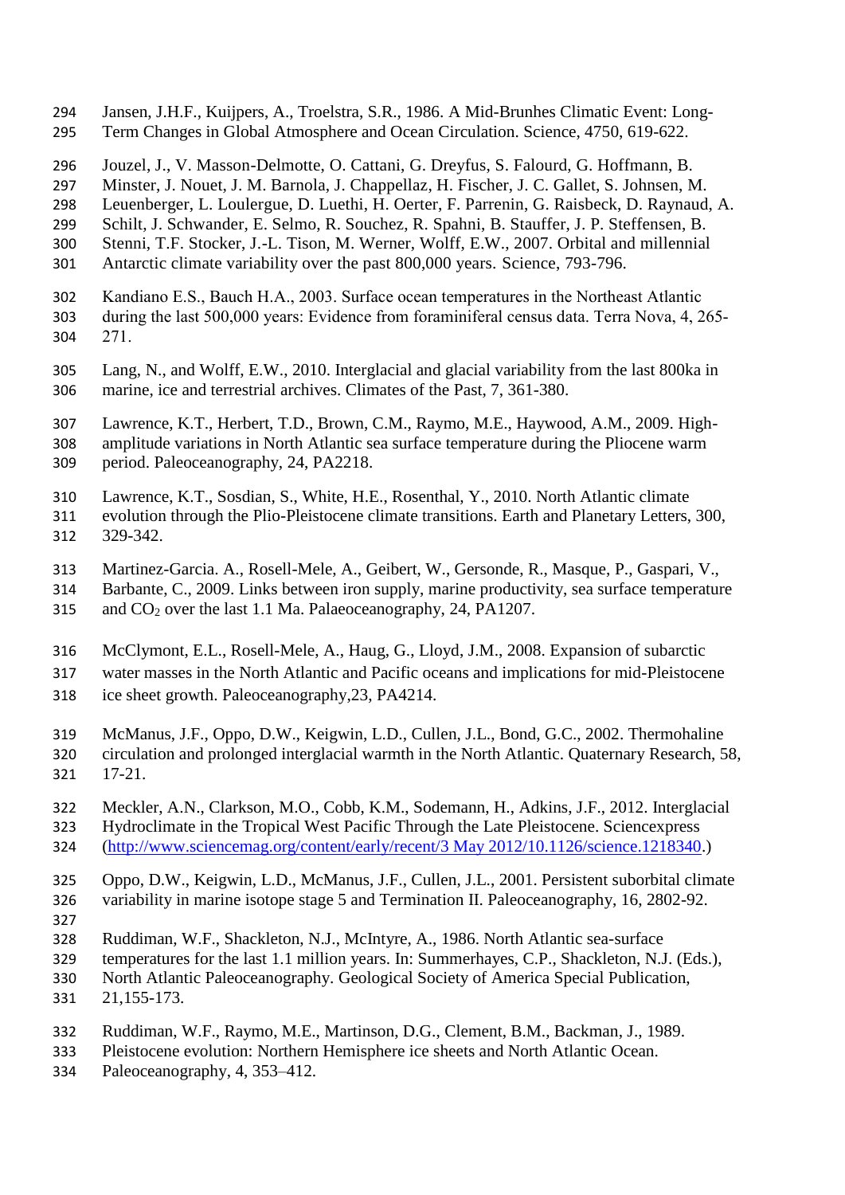Jansen, J.H.F., Kuijpers, A., Troelstra, S.R., 1986. A Mid-Brunhes Climatic Event: Long-Term Changes in Global Atmosphere and Ocean Circulation. Science, 4750, 619-622.

Jouzel, J., V. Masson-Delmotte, O. Cattani, G. Dreyfus, S. Falourd, G. Hoffmann, B. Minster, J. Nouet, J. M. Barnola, J. Chappellaz, H. Fischer, J. C. Gallet, S. Johnsen, M. Leuenberger, L. Loulergue, D. Luethi, H. Oerter, F. Parrenin, G. Raisbeck, D. Raynaud, A. Schilt, J. Schwander, E. Selmo, R. Souchez, R. Spahni, B. Stauffer, J. P. Steffensen, B. Stenni, T.F. Stocker, J.-L. Tison, M. Werner, Wolff, E.W., 2007. Orbital and millennial Antarctic climate variability over the past 800,000 years. Science, 793-796.

Kandiano E.S., Bauch H.A., 2003. Surface ocean temperatures in the Northeast Atlantic during the last 500,000 years: Evidence from foraminiferal census data. Terra Nova, 4, 265-271.

Lang, N., and Wolff, E.W., 2010. Interglacial and glacial variability from the last 800ka in marine, ice and terrestrial archives. Climates of the Past, 7, 361-380.

Lawrence, K.T., Herbert, T.D., Brown, C.M., Raymo, M.E., Haywood, A.M., 2009. High-amplitude variations in North Atlantic sea surface temperature during the Pliocene warm period. Paleoceanography, 24, PA2218.

Lawrence, K.T., Sosdian, S., White, H.E., Rosenthal, Y., 2010. North Atlantic climate evolution through the Plio-Pleistocene climate transitions. Earth and Planetary Letters, 300, 329-342.

Martinez-Garcia. A., Rosell-Mele, A., Geibert, W., Gersonde, R., Masque, P., Gaspari, V., Barbante, C., 2009. Links between iron supply, marine productivity, sea surface temperature and $CO_2$ over the last 1.1 Ma. Palaeoceanography, 24, PA1207.

McClymont, E.L., Rosell-Mele, A., Haug, G., Lloyd, J.M., 2008. Expansion of subarctic water masses in the North Atlantic and Pacific oceans and implications for mid-Pleistocene ice sheet growth. Paleoceanography,23, PA4214.

McManus, J.F., Oppo, D.W., Keigwin, L.D., Cullen, J.L., Bond, G.C., 2002. Thermohaline circulation and prolonged interglacial warmth in the North Atlantic. Quaternary Research, 58, 17-21.

Meckler, A.N., Clarkson, M.O., Cobb, K.M., Sodemann, H., Adkins, J.F., 2012. Interglacial Hydroclimate in the Tropical West Pacific Through the Late Pleistocene. Sciencexpress (http://www.sciencemag.org/content/early/recent/3 May 2012/10.1126/science.1218340.)

Oppo, D.W., Keigwin, L.D., McManus, J.F., Cullen, J.L., 2001. Persistent suborbital climate variability in marine isotope stage 5 and Termination II. Paleoceanography, 16, 2802-92.

Ruddiman, W.F., Shackleton, N.J., McIntyre, A., 1986. North Atlantic sea-surface temperatures for the last 1.1 million years. In: Summerhayes, C.P., Shackleton, N.J. (Eds.), North Atlantic Paleoceanography. Geological Society of America Special Publication, 21,155-173.

Ruddiman, W.F., Raymo, M.E., Martinson, D.G., Clement, B.M., Backman, J., 1989. Pleistocene evolution: Northern Hemisphere ice sheets and North Atlantic Ocean. Paleoceanography, 4, 353–412.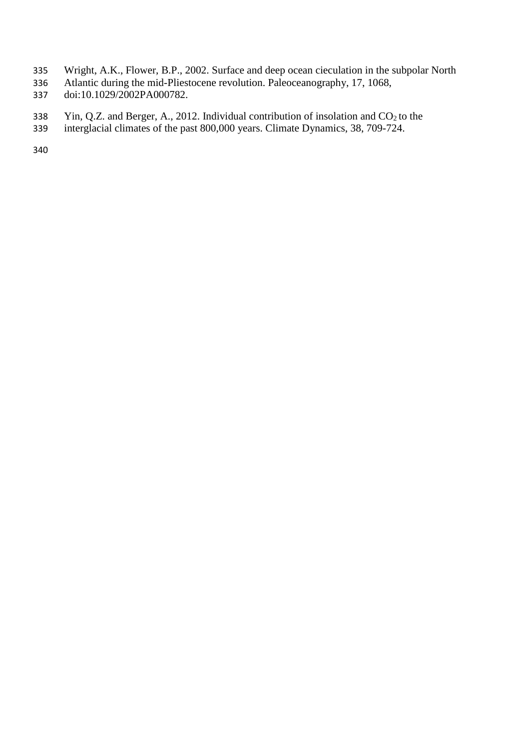Wright, A.K., Flower, B.P., 2002. Surface and deep ocean cieculation in the subpolar North Atlantic during the mid-Pliestocene revolution. Paleoceanography, 17, 1068, doi:10.1029/2002PA000782.

Yin, Q.Z. and Berger, A., 2012. Individual contribution of insolation and $CO_2$ to the interglacial climates of the past 800,000 years. Climate Dynamics, 38, 709-724.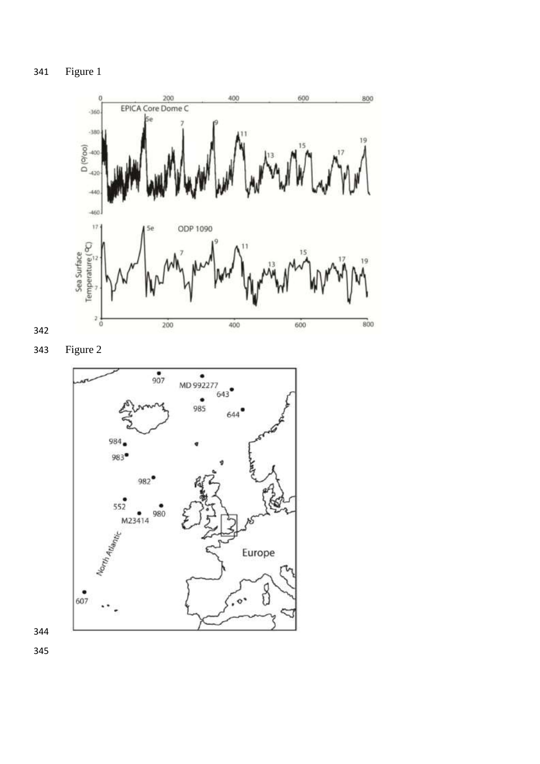Figure 1

Figure 2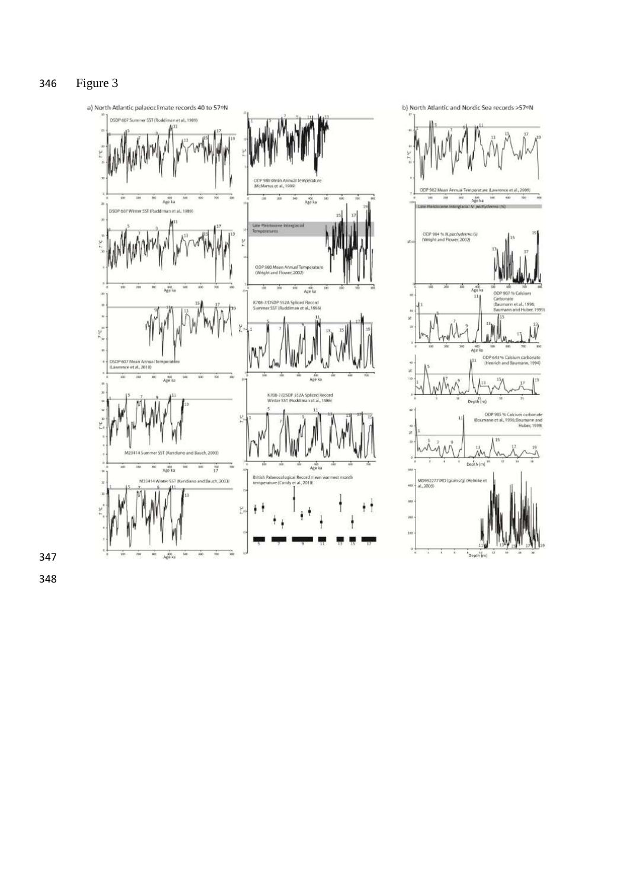Figure 3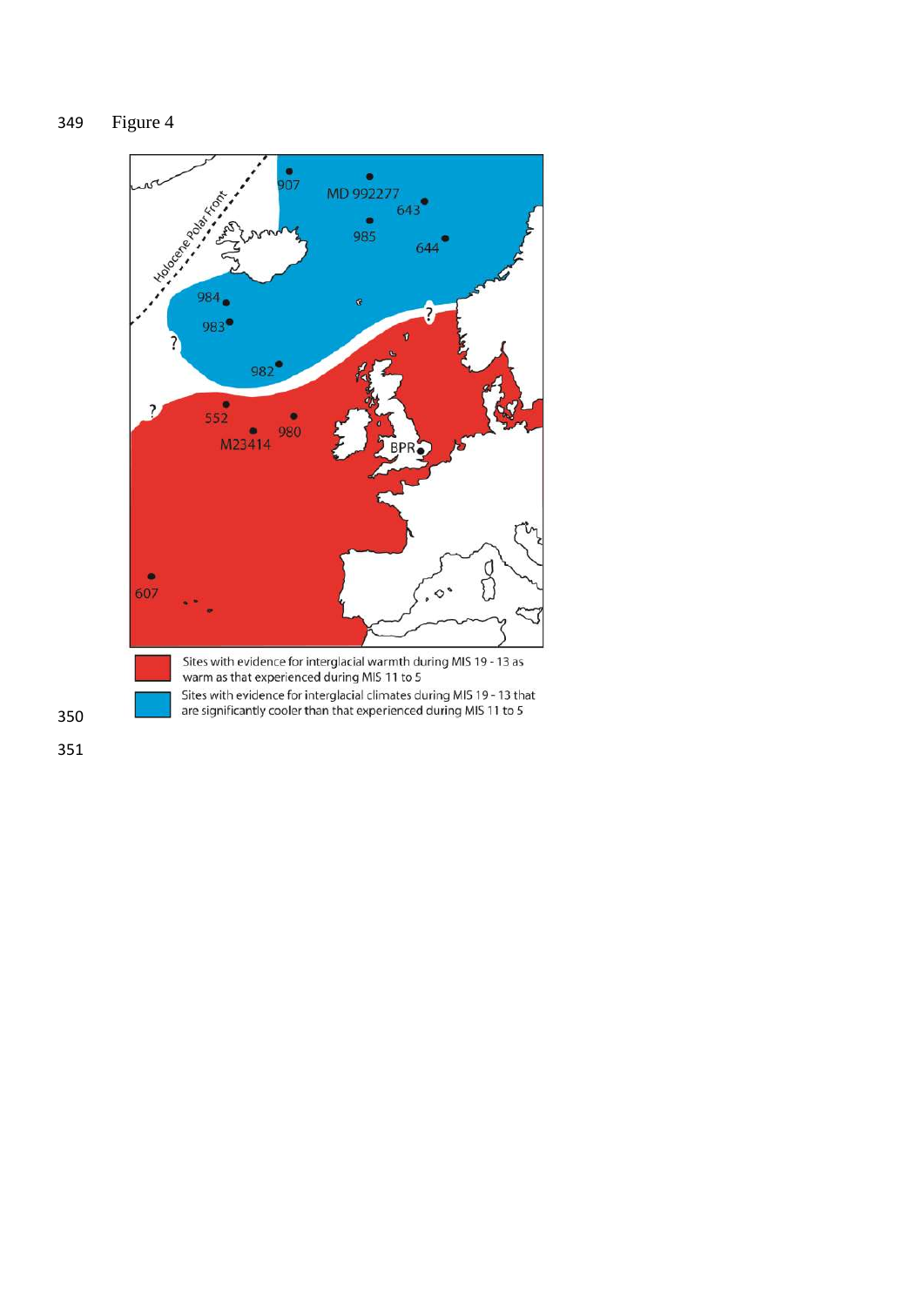Figure 4

Sites with evidence for interglacial warmth during MIS 19 - 13 as warm as that experienced during MIS 11 to 5

Sites with evidence for interglacial climates during MIS 19 - 13 that are significantly cooler than that experienced during MIS 11 to 5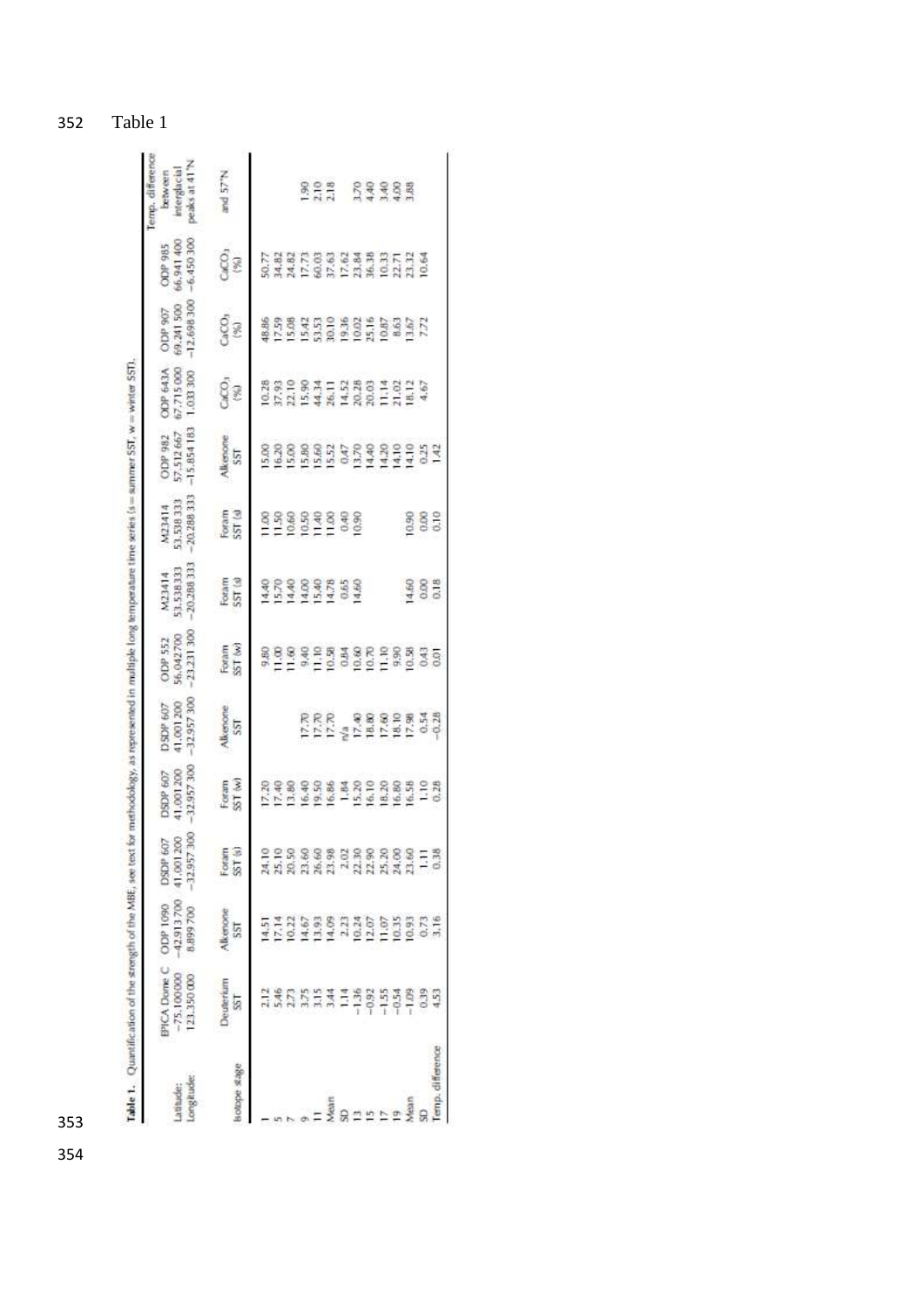Table 1

**Table 1.** Quantification of the strength of the MBE; see text for methodology, as represented in multiple long temperature time series (s = summer SST, w = winter SST).

| Latitude: | EPICA Dome C −75.100000 | ODP 1090 −42.913700 | DSDP 607 41.001200 | DSDP 607 41.001200 | DSDP 607 41.001200 | ODP 552 56.042700 | M23414 53.538333 | M23414 53.538333 | ODP 982 57.512667 | ODP 643A 67.715000 | ODP 907 69.241500 | ODP 985 66.941400 | Temp. difference between interglacial peaks at 41°N |
|---|---|---|---|---|---|---|---|---|---|---|---|---|---|
| Longitude: | 123.350000 | 8.899700 | −32.957300 | −32.957300 | −32.957300 | −23.231300 | −20.288333 | −20.288333 | −15.854183 | 1.033300 | −12.698300 | −6.450300 | |
| Isotope stage | Deuterium SST | Alkenone SST | Foram SST (s) | Foram SST (w) | Alkenone SST | Foram SST (w) | Foram SST (s) | Foram SST (s) | Alkenone SST | $CaCO_3$ (%) | $CaCO_3$ (%) | $CaCO_3$ (%) | and 57°N |
| 1 | 2.12 | 14.51 | 24.10 | 17.20 | | 9.80 | 14.40 | 11.00 | 15.00 | 10.28 | 48.86 | 50.77 | |
| 5 | 5.46 | 17.14 | 25.10 | 17.40 | | 11.00 | 15.70 | 11.50 | 16.20 | 37.93 | 17.59 | 34.82 | |
| 7 | 2.73 | 10.22 | 20.50 | 13.80 | | 11.60 | 14.40 | 10.60 | 15.00 | 22.10 | 15.08 | 24.82 | |
| 9 | 3.75 | 14.67 | 23.60 | 16.40 | 17.70 | 9.40 | 14.00 | 10.50 | 15.80 | 15.90 | 15.42 | 17.73 | 1.90 |
| 11 | 3.15 | 13.93 | 26.60 | 19.50 | 17.70 | 11.10 | 15.40 | 11.40 | 15.60 | 44.34 | 53.53 | 60.03 | 2.10 |
| Mean | 3.44 | 14.09 | 23.98 | 16.86 | 17.70 | 10.58 | 14.78 | 11.00 | 15.52 | 26.11 | 30.10 | 37.63 | 2.18 |
| SD | 1.14 | 2.23 | 2.02 | 1.84 | n/a | 0.84 | 0.65 | 0.40 | 0.47 | 14.52 | 19.36 | 17.62 | |
| 13 | −1.36 | 10.24 | 22.30 | 15.20 | 17.40 | 10.60 | 14.60 | 10.90 | 13.70 | 20.28 | 10.02 | 23.84 | 3.70 |
| 15 | −0.92 | 12.07 | 22.90 | 16.10 | 18.80 | 10.70 | | | 14.40 | 20.03 | 25.16 | 36.38 | 4.40 |
| 17 | −1.55 | 11.07 | 25.20 | 18.20 | 17.60 | 11.10 | | | 14.20 | 11.14 | 10.87 | 10.33 | 3.40 |
| 19 | −0.54 | 10.35 | 24.00 | 16.80 | 18.10 | 9.90 | | | 14.10 | 21.02 | 8.63 | 22.71 | 4.00 |
| Mean | −1.09 | 10.93 | 23.60 | 16.58 | 17.98 | 10.58 | 14.60 | 10.90 | 14.10 | 18.12 | 13.67 | 23.32 | 3.88 |
| SD | 0.39 | 0.73 | 1.11 | 1.10 | 0.54 | 0.43 | 0.00 | 0.00 | 0.25 | 4.67 | 7.72 | 10.64 | |
| Temp. difference | 4.53 | 3.16 | 0.38 | 0.28 | −0.28 | 0.01 | 0.18 | 0.10 | 1.42 | | | | |